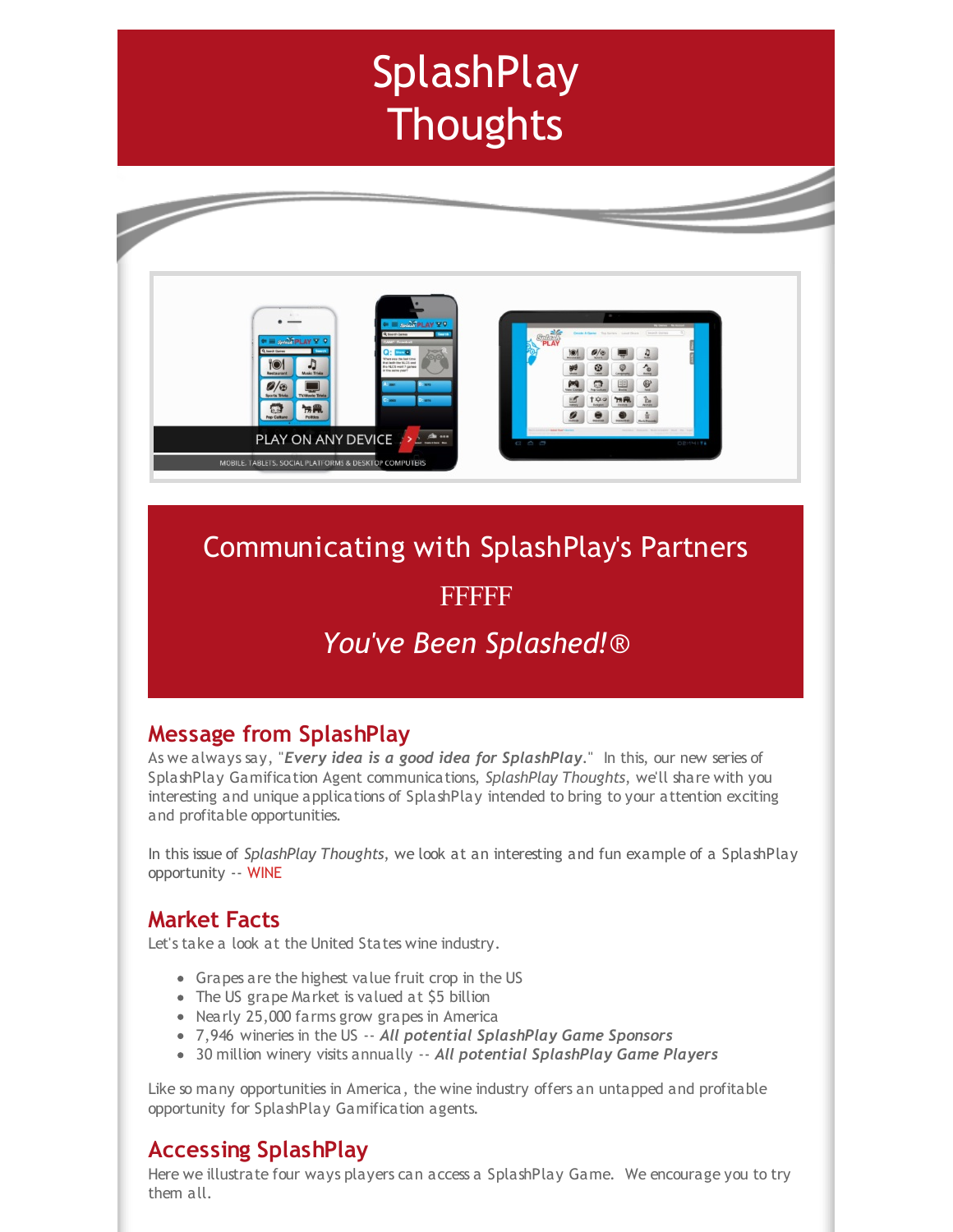# SplashPlay Thoughts

## Communicating with SplashPlay's Partners

FFFFF

*You've Been Splashed!®*

## Message from SplashPlay

As we always say, "***Every idea is a good idea for SplashPlay***." In this, our new series of SplashPlay Gamification Agent communications, *SplashPlay Thoughts*, we'll share with you interesting and unique applications of SplashPlay intended to bring to your attention exciting and profitable opportunities.

In this issue of *SplashPlay Thoughts*, we look at an interesting and fun example of a SplashPlay opportunity -- WINE

## Market Facts

Let's take a look at the United States wine industry.

- Grapes are the highest value fruit crop in the US
- The US grape Market is valued at $5 billion
- Nearly 25,000 farms grow grapes in America
- 7,946 wineries in the US -- ***All potential SplashPlay Game Sponsors***
- 30 million winery visits annually -- ***All potential SplashPlay Game Players***

Like so many opportunities in America, the wine industry offers an untapped and profitable opportunity for SplashPlay Gamification agents.

## Accessing SplashPlay

Here we illustrate four ways players can access a SplashPlay Game. We encourage you to try them all.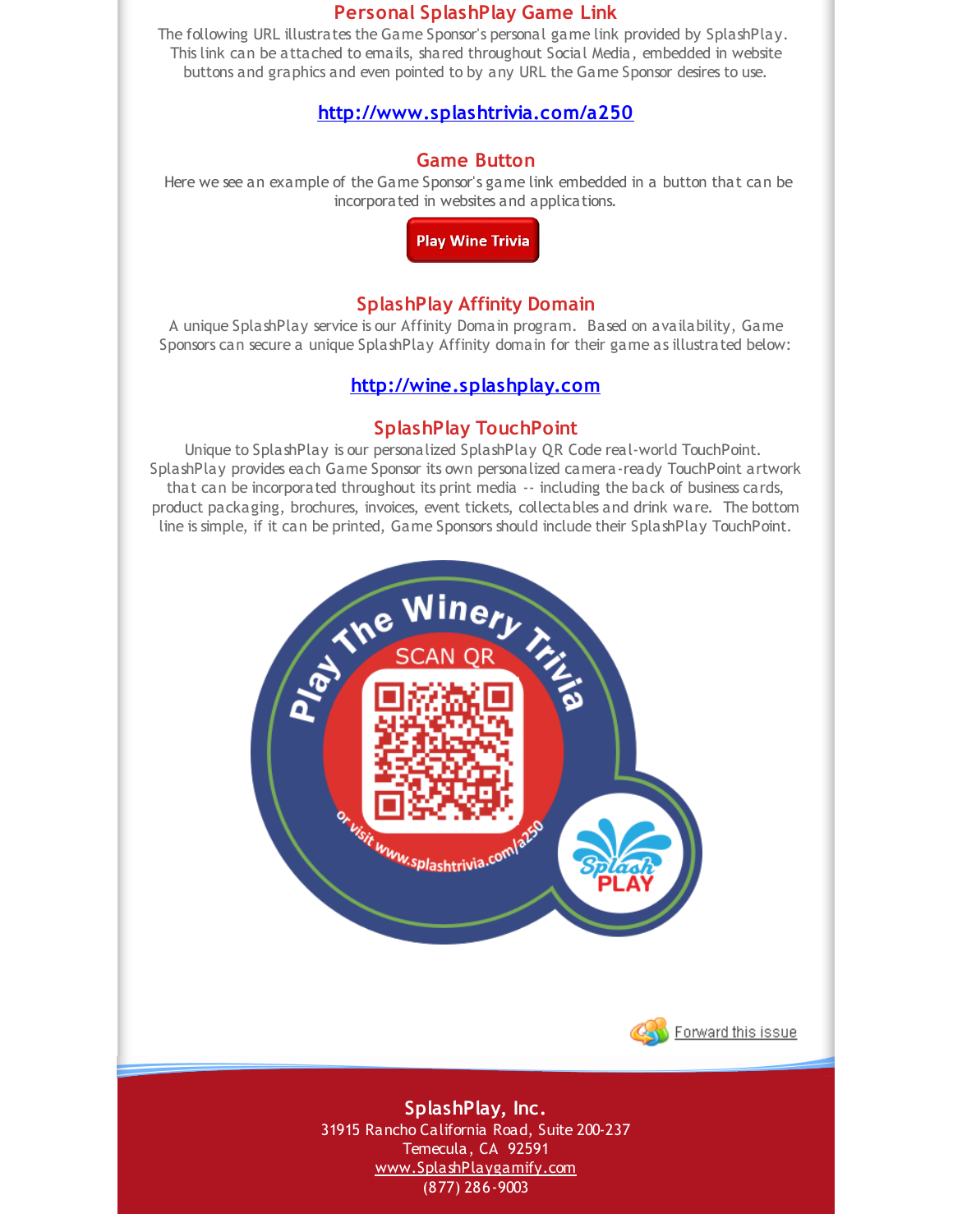## Personal SplashPlay Game Link

The following URL illustrates the Game Sponsor's personal game link provided by SplashPlay. This link can be attached to emails, shared throughout Social Media, embedded in website buttons and graphics and even pointed to by any URL the Game Sponsor desires to use.

**http://www.splashtrivia.com/a250**

## Game Button

Here we see an example of the Game Sponsor's game link embedded in a button that can be incorporated in websites and applications.

**Play Wine Trivia**

## SplashPlay Affinity Domain

A unique SplashPlay service is our Affinity Domain program. Based on availability, Game Sponsors can secure a unique SplashPlay Affinity domain for their game as illustrated below:

**http://wine.splashplay.com**

## SplashPlay TouchPoint

Unique to SplashPlay is our personalized SplashPlay QR Code real-world TouchPoint. SplashPlay provides each Game Sponsor its own personalized camera-ready TouchPoint artwork that can be incorporated throughout its print media -- including the back of business cards, product packaging, brochures, invoices, event tickets, collectables and drink ware. The bottom line is simple, if it can be printed, Game Sponsors should include their SplashPlay TouchPoint.

Play The Winery Trivia

SCAN QR

or visit www.splashtrivia.com/a250

Splash PLAY

Forward this issue

**SplashPlay, Inc.**
31915 Rancho California Road, Suite 200-237
Temecula, CA 92591
www.SplashPlaygamify.com
(877) 286-9003